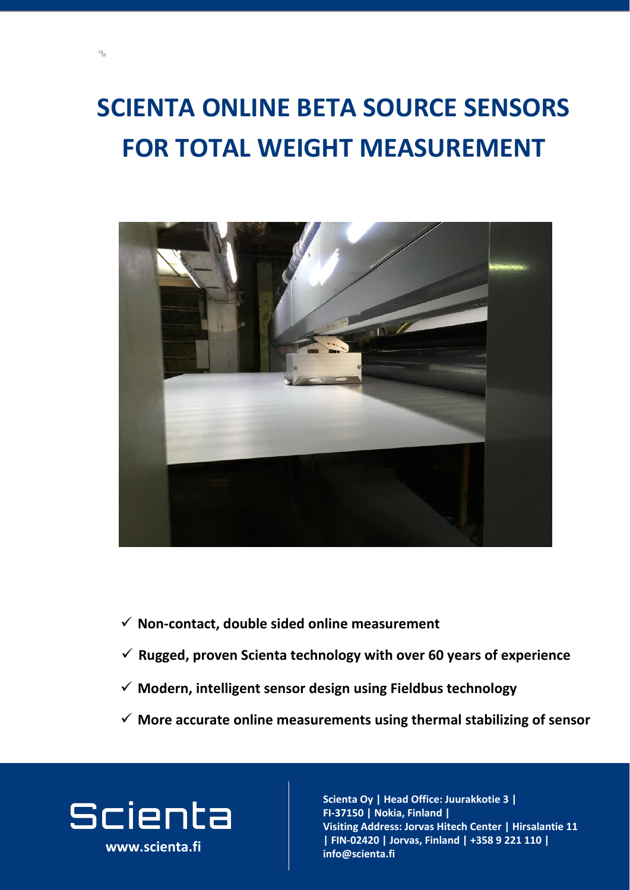# SCIENTA ONLINE BETA SOURCE SENSORS FOR TOTAL WEIGHT MEASUREMENT

- ✓ **Non-contact, double sided online measurement**
- ✓ **Rugged, proven Scienta technology with over 60 years of experience**
- ✓ **Modern, intelligent sensor design using Fieldbus technology**
- ✓ **More accurate online measurements using thermal stabilizing of sensor**

Scienta

**www.scienta.fi**

**Scienta Oy | Head Office: Juurakkotie 3 | FI-37150 | Nokia, Finland | Visiting Address: Jorvas Hitech Center | Hirsalantie 11 | FIN-02420 | Jorvas, Finland | +358 9 221 110 | info@scienta.fi**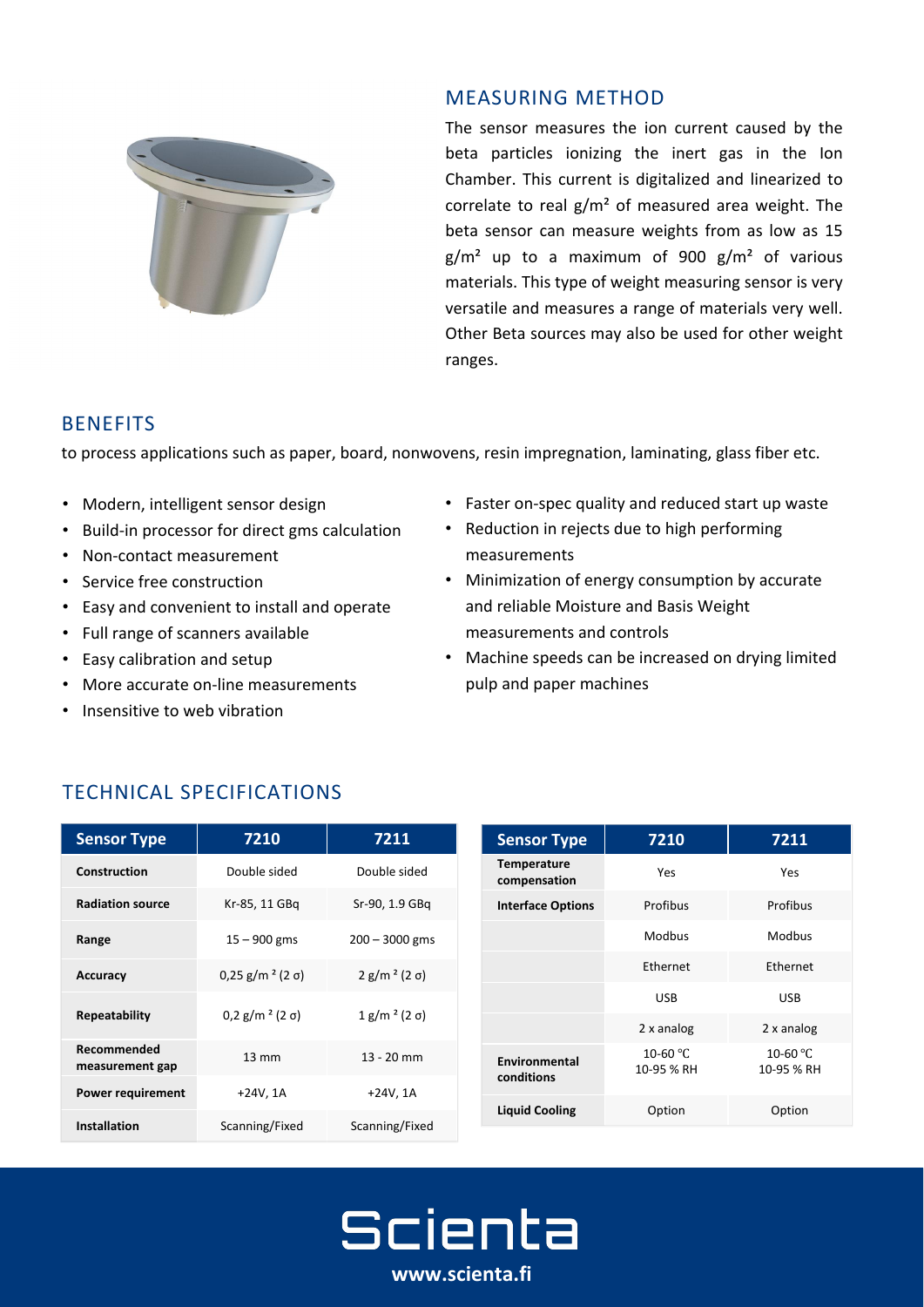## MEASURING METHOD

The sensor measures the ion current caused by the beta particles ionizing the inert gas in the Ion Chamber. This current is digitalized and linearized to correlate to real g/m² of measured area weight. The beta sensor can measure weights from as low as 15 g/m² up to a maximum of 900 g/m² of various materials. This type of weight measuring sensor is very versatile and measures a range of materials very well. Other Beta sources may also be used for other weight ranges.

## BENEFITS

to process applications such as paper, board, nonwovens, resin impregnation, laminating, glass fiber etc.

- Modern, intelligent sensor design
- Build-in processor for direct gms calculation
- Non-contact measurement
- Service free construction
- Easy and convenient to install and operate
- Full range of scanners available
- Easy calibration and setup
- More accurate on-line measurements
- Insensitive to web vibration
- Faster on-spec quality and reduced start up waste
- Reduction in rejects due to high performing measurements
- Minimization of energy consumption by accurate and reliable Moisture and Basis Weight measurements and controls
- Machine speeds can be increased on drying limited pulp and paper machines

## TECHNICAL SPECIFICATIONS

| Sensor Type | 7210 | 7211 |
|---|---|---|
| **Construction** | Double sided | Double sided |
| **Radiation source** | Kr-85, 11 GBq | Sr-90, 1.9 GBq |
| **Range** | 15 – 900 gms | 200 – 3000 gms |
| **Accuracy** | 0,25 g/m² (2 σ) | 2 g/m² (2 σ) |
| **Repeatability** | 0,2 g/m² (2 σ) | 1 g/m² (2 σ) |
| **Recommended measurement gap** | 13 mm | 13 - 20 mm |
| **Power requirement** | +24V, 1A | +24V, 1A |
| **Installation** | Scanning/Fixed | Scanning/Fixed |

| Sensor Type | 7210 | 7211 |
|---|---|---|
| **Temperature compensation** | Yes | Yes |
| **Interface Options** | Profibus | Profibus |
| | Modbus | Modbus |
| | Ethernet | Ethernet |
| | USB | USB |
| | 2 x analog | 2 x analog |
| **Environmental conditions** | 10-60 °C 10-95 % RH | 10-60 °C 10-95 % RH |
| **Liquid Cooling** | Option | Option |

Scienta

www.scienta.fi